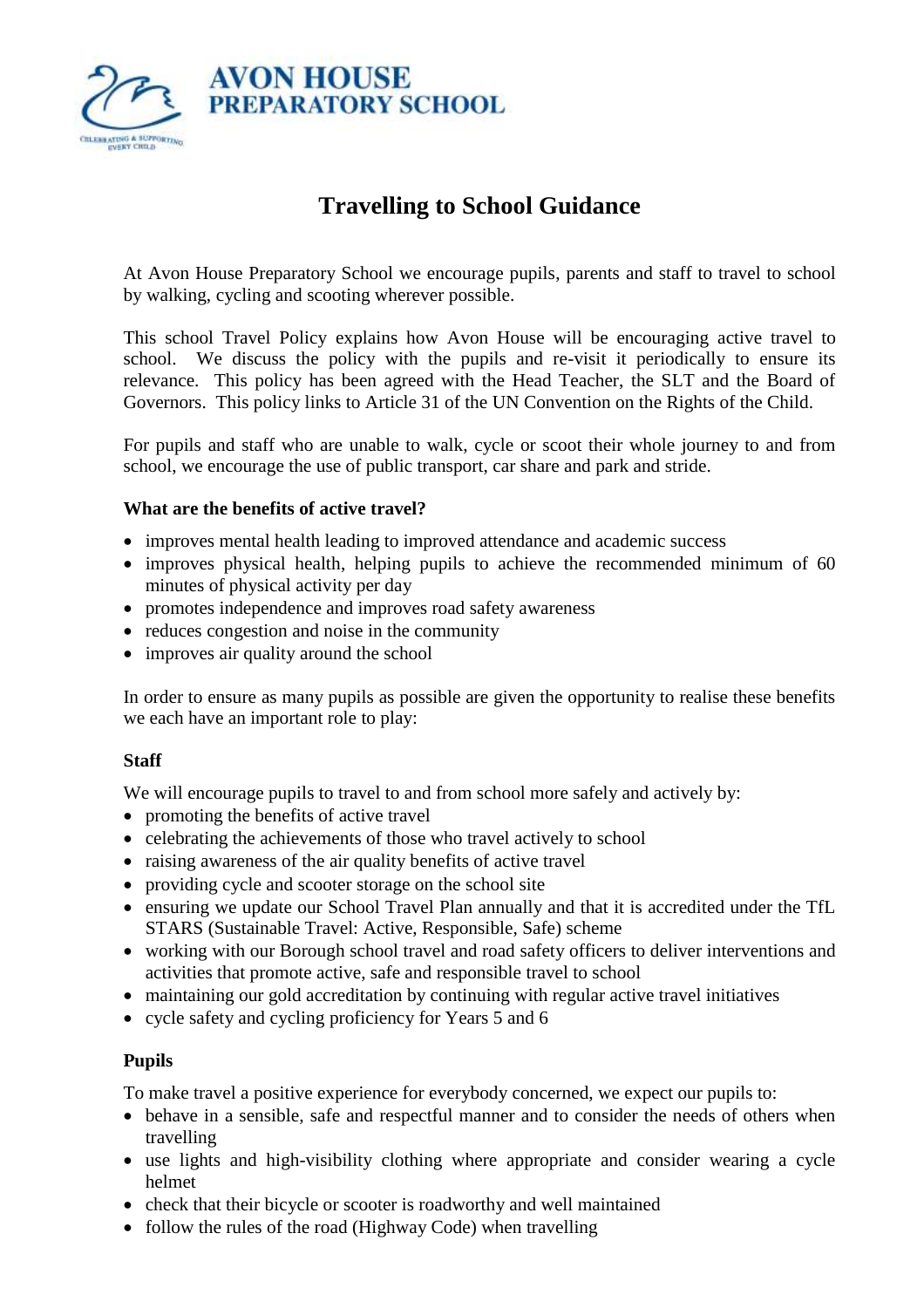AVON HOUSE PREPARATORY SCHOOL

# Travelling to School Guidance

At Avon House Preparatory School we encourage pupils, parents and staff to travel to school by walking, cycling and scooting wherever possible.

This school Travel Policy explains how Avon House will be encouraging active travel to school. We discuss the policy with the pupils and re-visit it periodically to ensure its relevance. This policy has been agreed with the Head Teacher, the SLT and the Board of Governors. This policy links to Article 31 of the UN Convention on the Rights of the Child.

For pupils and staff who are unable to walk, cycle or scoot their whole journey to and from school, we encourage the use of public transport, car share and park and stride.

**What are the benefits of active travel?**

- improves mental health leading to improved attendance and academic success
- improves physical health, helping pupils to achieve the recommended minimum of 60 minutes of physical activity per day
- promotes independence and improves road safety awareness
- reduces congestion and noise in the community
- improves air quality around the school

In order to ensure as many pupils as possible are given the opportunity to realise these benefits we each have an important role to play:

**Staff**

We will encourage pupils to travel to and from school more safely and actively by:

- promoting the benefits of active travel
- celebrating the achievements of those who travel actively to school
- raising awareness of the air quality benefits of active travel
- providing cycle and scooter storage on the school site
- ensuring we update our School Travel Plan annually and that it is accredited under the TfL STARS (Sustainable Travel: Active, Responsible, Safe) scheme
- working with our Borough school travel and road safety officers to deliver interventions and activities that promote active, safe and responsible travel to school
- maintaining our gold accreditation by continuing with regular active travel initiatives
- cycle safety and cycling proficiency for Years 5 and 6

**Pupils**

To make travel a positive experience for everybody concerned, we expect our pupils to:

- behave in a sensible, safe and respectful manner and to consider the needs of others when travelling
- use lights and high-visibility clothing where appropriate and consider wearing a cycle helmet
- check that their bicycle or scooter is roadworthy and well maintained
- follow the rules of the road (Highway Code) when travelling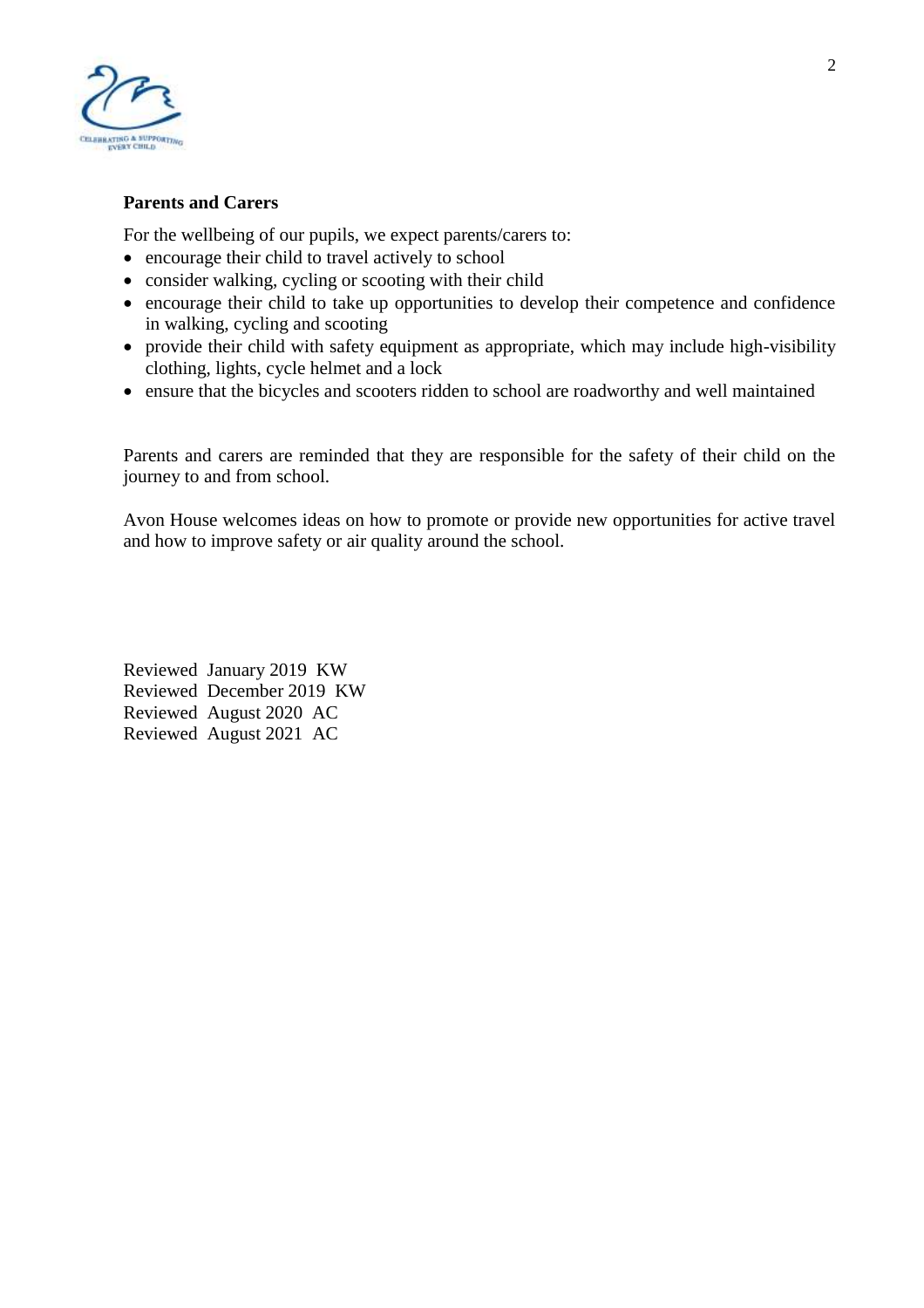**Parents and Carers**

For the wellbeing of our pupils, we expect parents/carers to:

- encourage their child to travel actively to school
- consider walking, cycling or scooting with their child
- encourage their child to take up opportunities to develop their competence and confidence in walking, cycling and scooting
- provide their child with safety equipment as appropriate, which may include high-visibility clothing, lights, cycle helmet and a lock
- ensure that the bicycles and scooters ridden to school are roadworthy and well maintained

Parents and carers are reminded that they are responsible for the safety of their child on the journey to and from school.

Avon House welcomes ideas on how to promote or provide new opportunities for active travel and how to improve safety or air quality around the school.

Reviewed January 2019 KW
Reviewed December 2019 KW
Reviewed August 2020 AC
Reviewed August 2021 AC